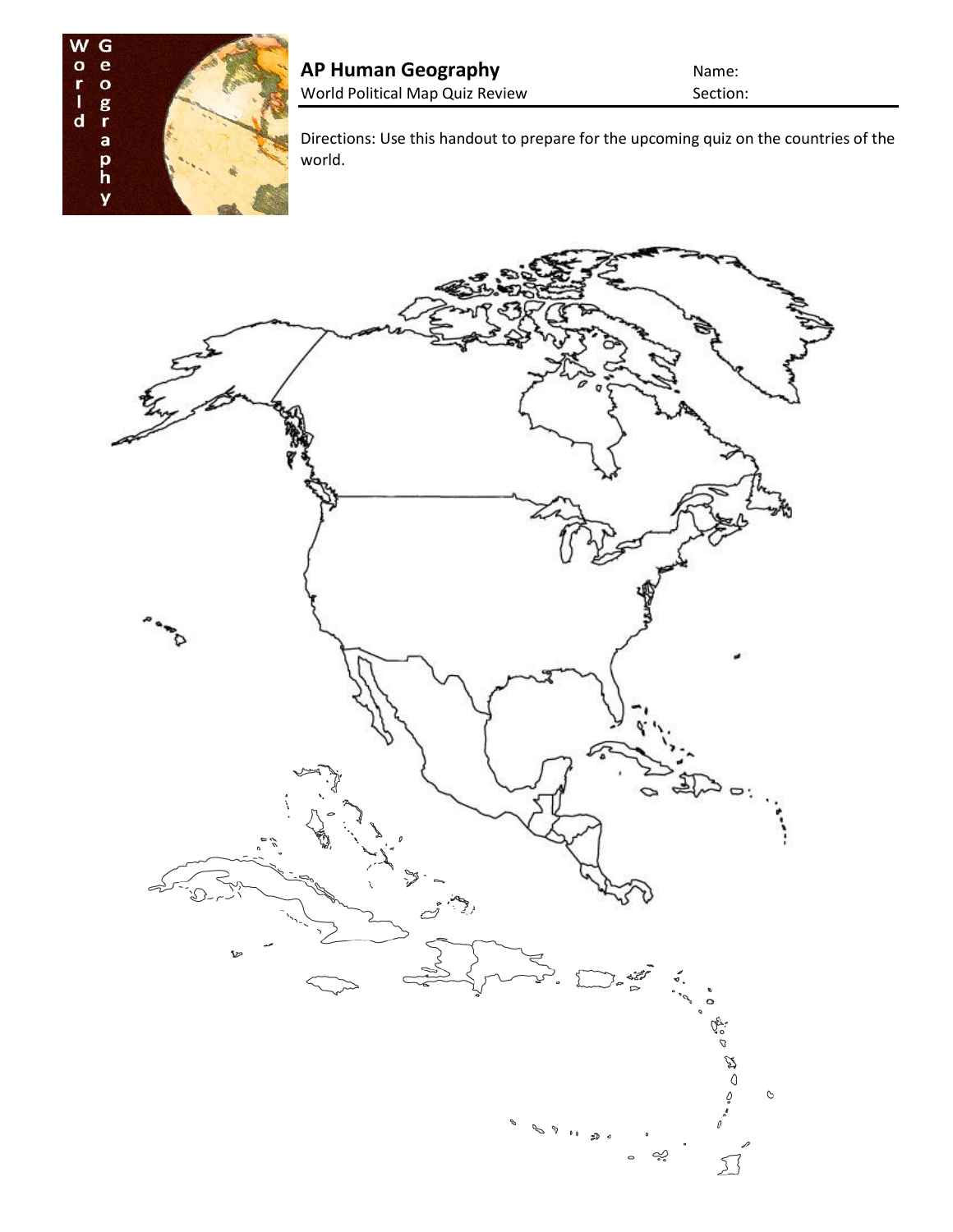# AP Human Geography

World Political Map Quiz Review

Name:

Section:

Directions: Use this handout to prepare for the upcoming quiz on the countries of the world.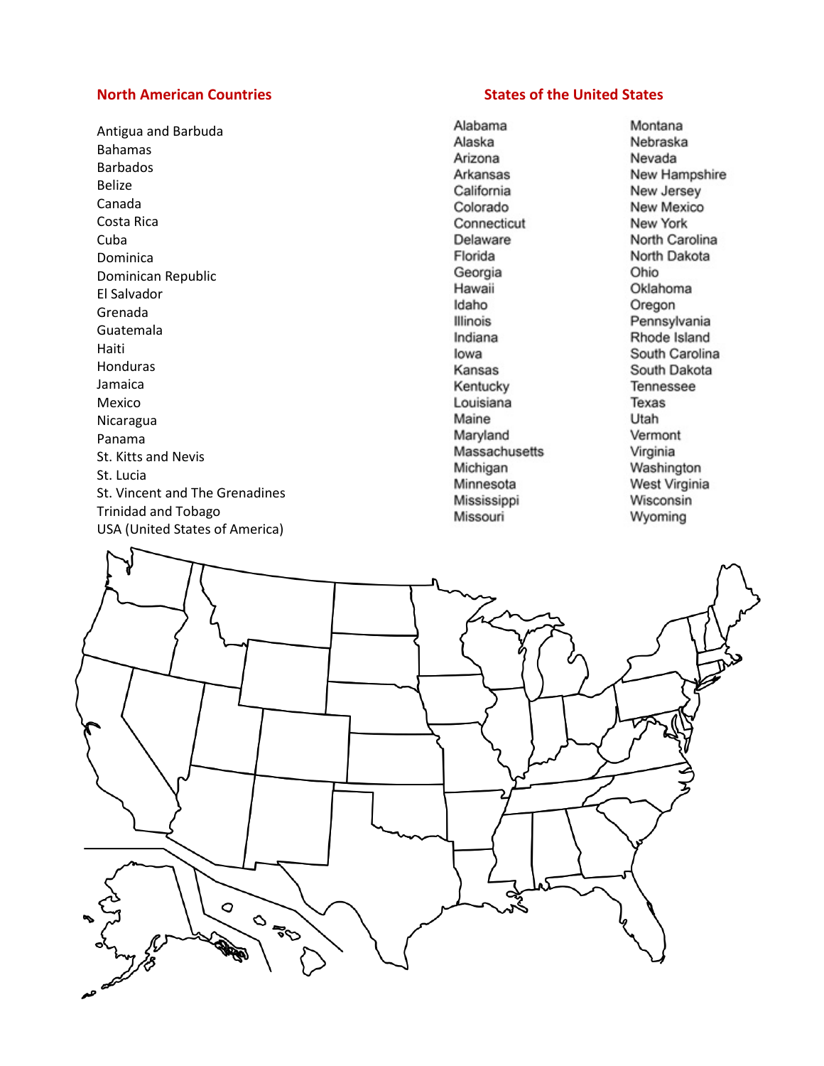## North American Countries

- Antigua and Barbuda
- Bahamas
- Barbados
- Belize
- Canada
- Costa Rica
- Cuba
- Dominica
- Dominican Republic
- El Salvador
- Grenada
- Guatemala
- Haiti
- Honduras
- Jamaica
- Mexico
- Nicaragua
- Panama
- St. Kitts and Nevis
- St. Lucia
- St. Vincent and The Grenadines
- Trinidad and Tobago
- USA (United States of America)

## States of the United States

- Alabama
- Alaska
- Arizona
- Arkansas
- California
- Colorado
- Connecticut
- Delaware
- Florida
- Georgia
- Hawaii
- Idaho
- Illinois
- Indiana
- Iowa
- Kansas
- Kentucky
- Louisiana
- Maine
- Maryland
- Massachusetts
- Michigan
- Minnesota
- Mississippi
- Missouri
- Montana
- Nebraska
- Nevada
- New Hampshire
- New Jersey
- New Mexico
- New York
- North Carolina
- North Dakota
- Ohio
- Oklahoma
- Oregon
- Pennsylvania
- Rhode Island
- South Carolina
- South Dakota
- Tennessee
- Texas
- Utah
- Vermont
- Virginia
- Washington
- West Virginia
- Wisconsin
- Wyoming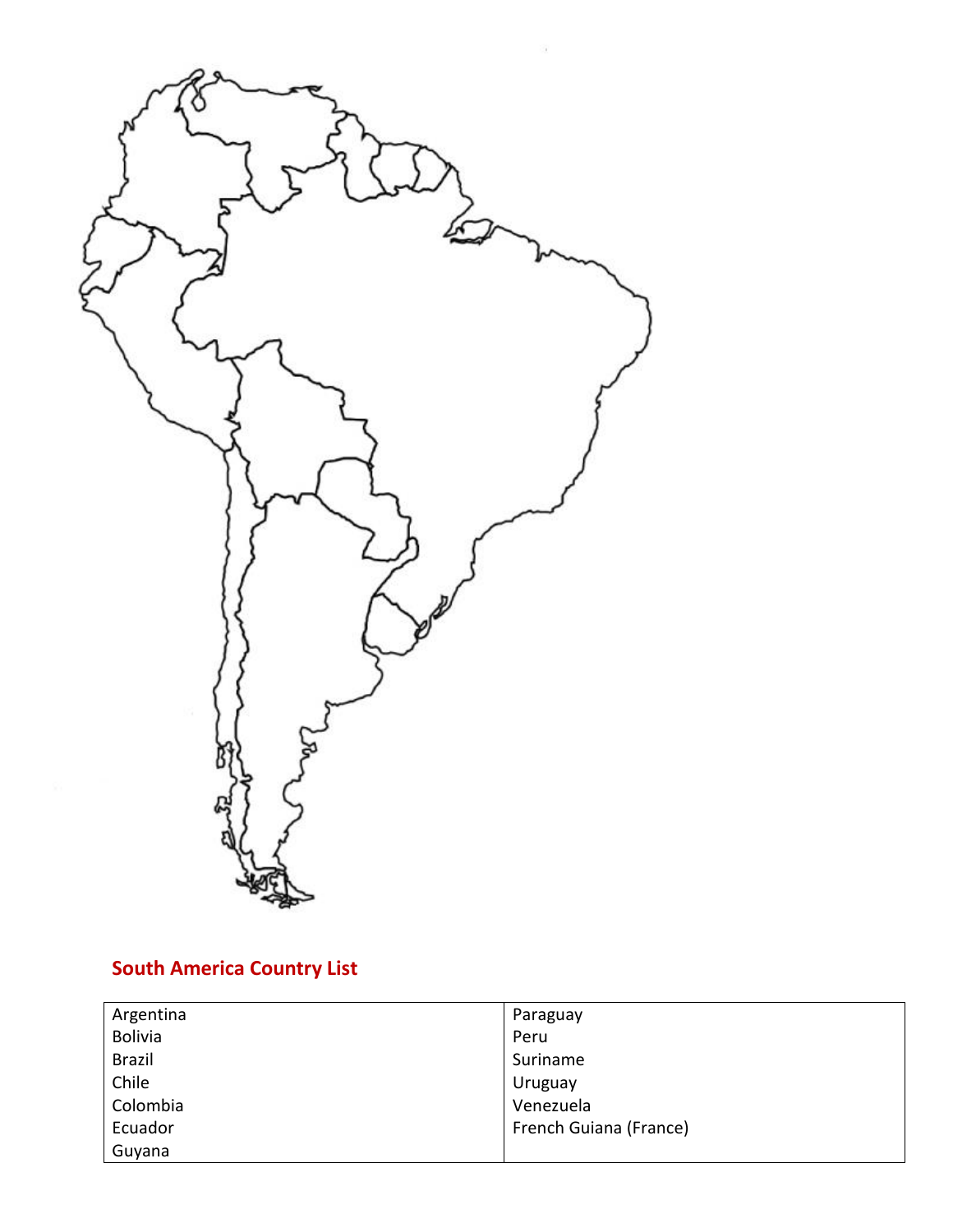## South America Country List

| | |
|---|---|
| Argentina | Paraguay |
| Bolivia | Peru |
| Brazil | Suriname |
| Chile | Uruguay |
| Colombia | Venezuela |
| Ecuador | French Guiana (France) |
| Guyana | |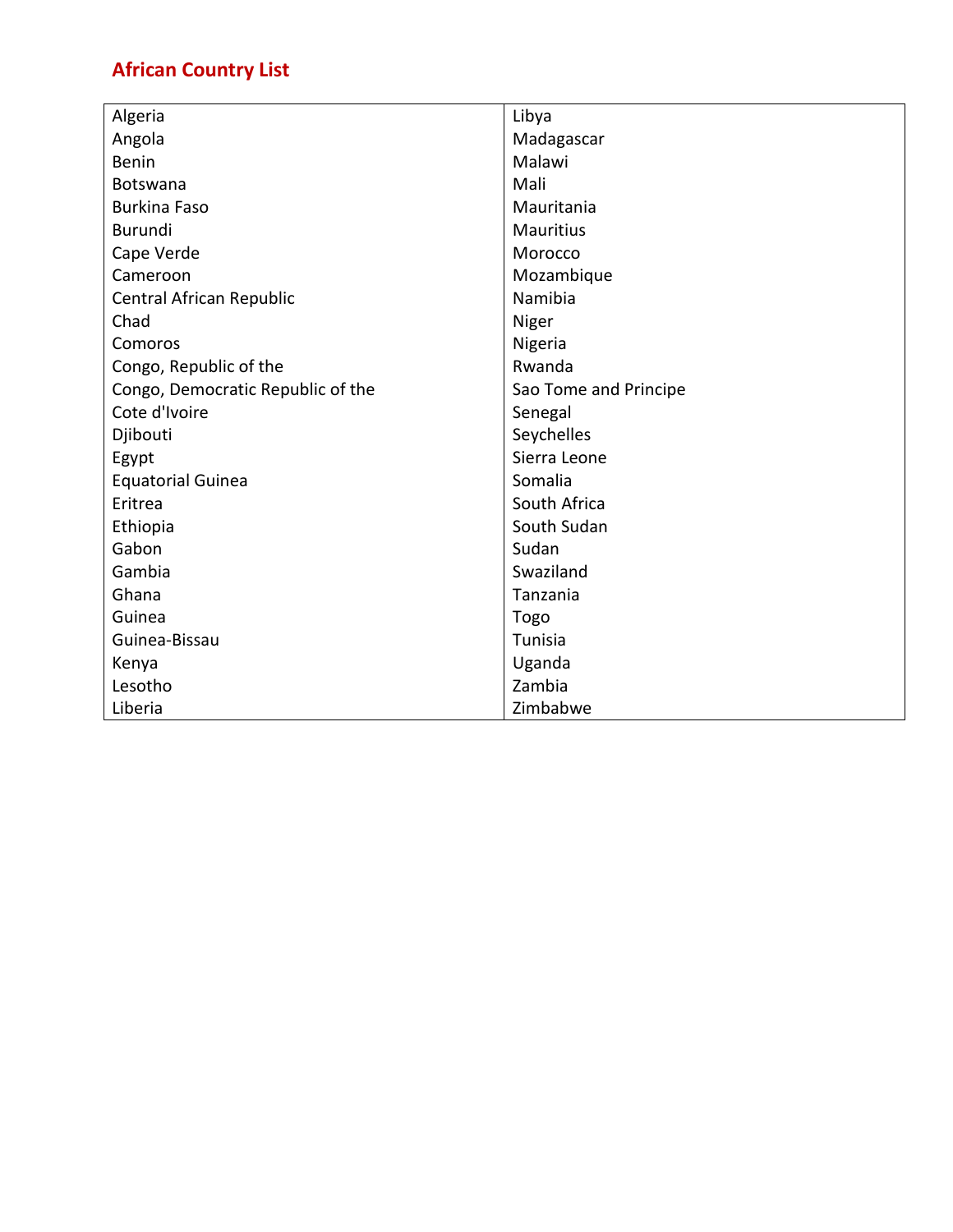## African Country List

| | |
|---|---|
| Algeria | Libya |
| Angola | Madagascar |
| Benin | Malawi |
| Botswana | Mali |
| Burkina Faso | Mauritania |
| Burundi | Mauritius |
| Cape Verde | Morocco |
| Cameroon | Mozambique |
| Central African Republic | Namibia |
| Chad | Niger |
| Comoros | Nigeria |
| Congo, Republic of the | Rwanda |
| Congo, Democratic Republic of the | Sao Tome and Principe |
| Cote d'Ivoire | Senegal |
| Djibouti | Seychelles |
| Egypt | Sierra Leone |
| Equatorial Guinea | Somalia |
| Eritrea | South Africa |
| Ethiopia | South Sudan |
| Gabon | Sudan |
| Gambia | Swaziland |
| Ghana | Tanzania |
| Guinea | Togo |
| Guinea-Bissau | Tunisia |
| Kenya | Uganda |
| Lesotho | Zambia |
| Liberia | Zimbabwe |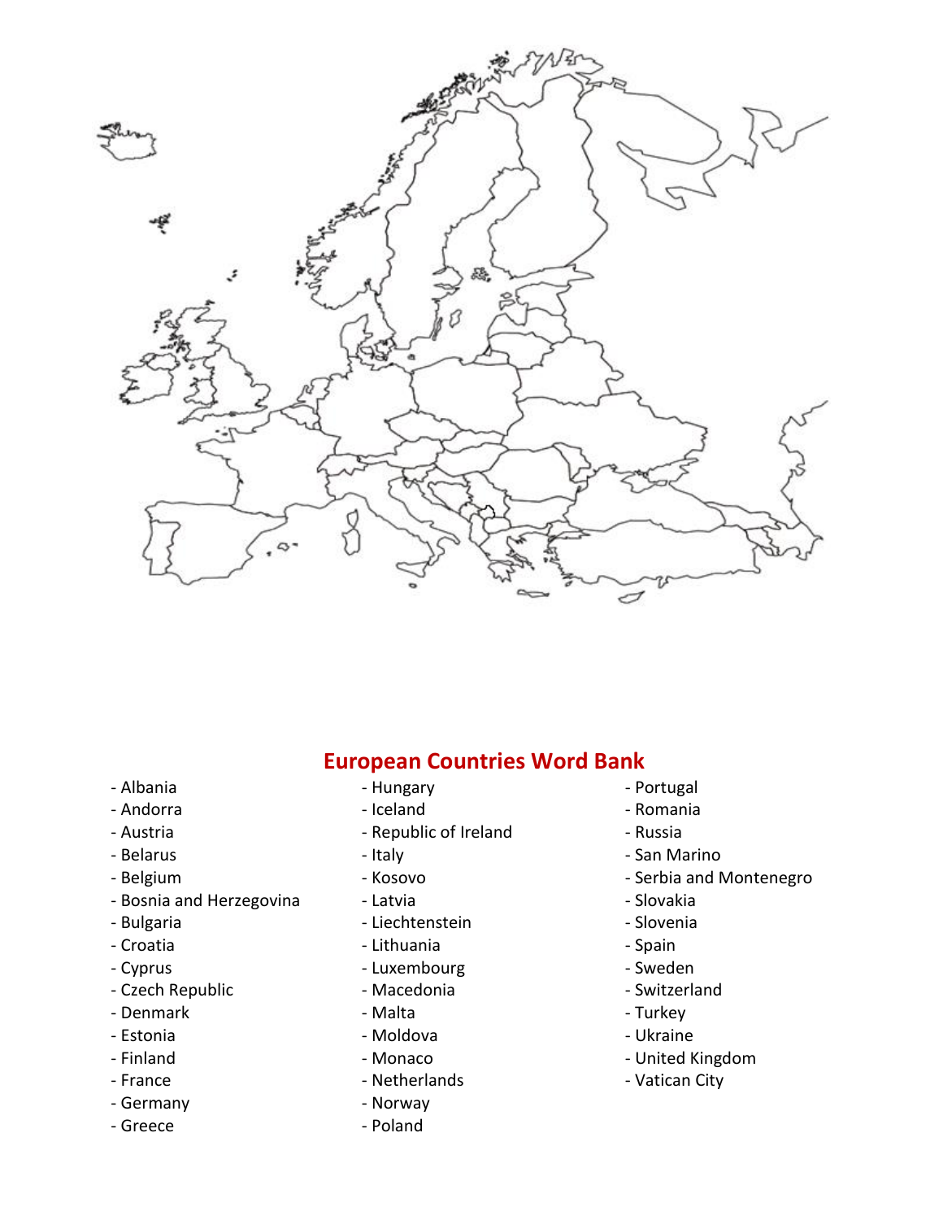## European Countries Word Bank

- Albania
- Andorra
- Austria
- Belarus
- Belgium
- Bosnia and Herzegovina
- Bulgaria
- Croatia
- Cyprus
- Czech Republic
- Denmark
- Estonia
- Finland
- France
- Germany
- Greece
- Hungary
- Iceland
- Republic of Ireland
- Italy
- Kosovo
- Latvia
- Liechtenstein
- Lithuania
- Luxembourg
- Macedonia
- Malta
- Moldova
- Monaco
- Netherlands
- Norway
- Poland
- Portugal
- Romania
- Russia
- San Marino
- Serbia and Montenegro
- Slovakia
- Slovenia
- Spain
- Sweden
- Switzerland
- Turkey
- Ukraine
- United Kingdom
- Vatican City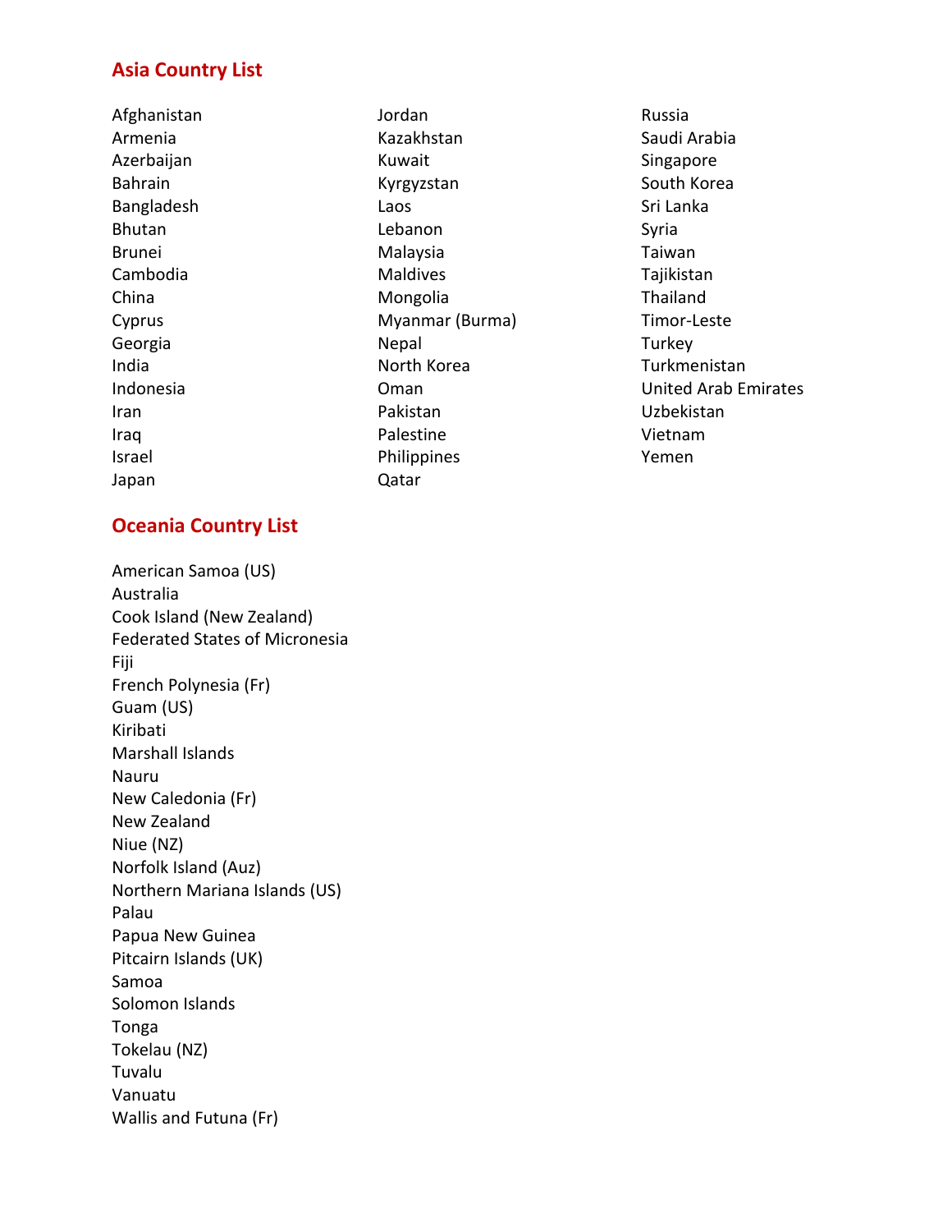## Asia Country List

Afghanistan
Armenia
Azerbaijan
Bahrain
Bangladesh
Bhutan
Brunei
Cambodia
China
Cyprus
Georgia
India
Indonesia
Iran
Iraq
Israel
Japan
Jordan
Kazakhstan
Kuwait
Kyrgyzstan
Laos
Lebanon
Malaysia
Maldives
Mongolia
Myanmar (Burma)
Nepal
North Korea
Oman
Pakistan
Palestine
Philippines
Qatar
Russia
Saudi Arabia
Singapore
South Korea
Sri Lanka
Syria
Taiwan
Tajikistan
Thailand
Timor-Leste
Turkey
Turkmenistan
United Arab Emirates
Uzbekistan
Vietnam
Yemen

## Oceania Country List

American Samoa (US)
Australia
Cook Island (New Zealand)
Federated States of Micronesia
Fiji
French Polynesia (Fr)
Guam (US)
Kiribati
Marshall Islands
Nauru
New Caledonia (Fr)
New Zealand
Niue (NZ)
Norfolk Island (Auz)
Northern Mariana Islands (US)
Palau
Papua New Guinea
Pitcairn Islands (UK)
Samoa
Solomon Islands
Tonga
Tokelau (NZ)
Tuvalu
Vanuatu
Wallis and Futuna (Fr)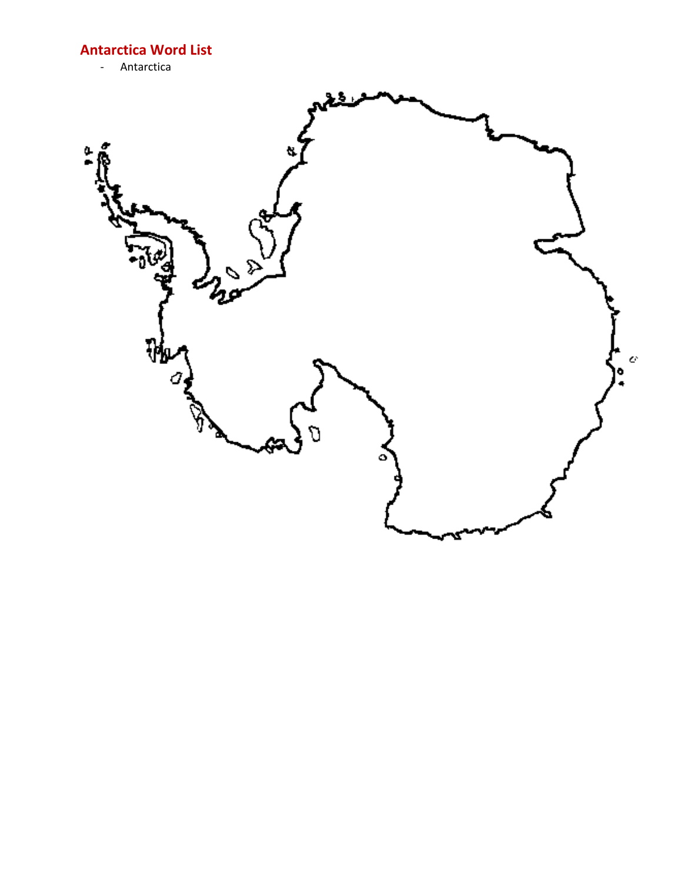## Antarctica Word List

- Antarctica